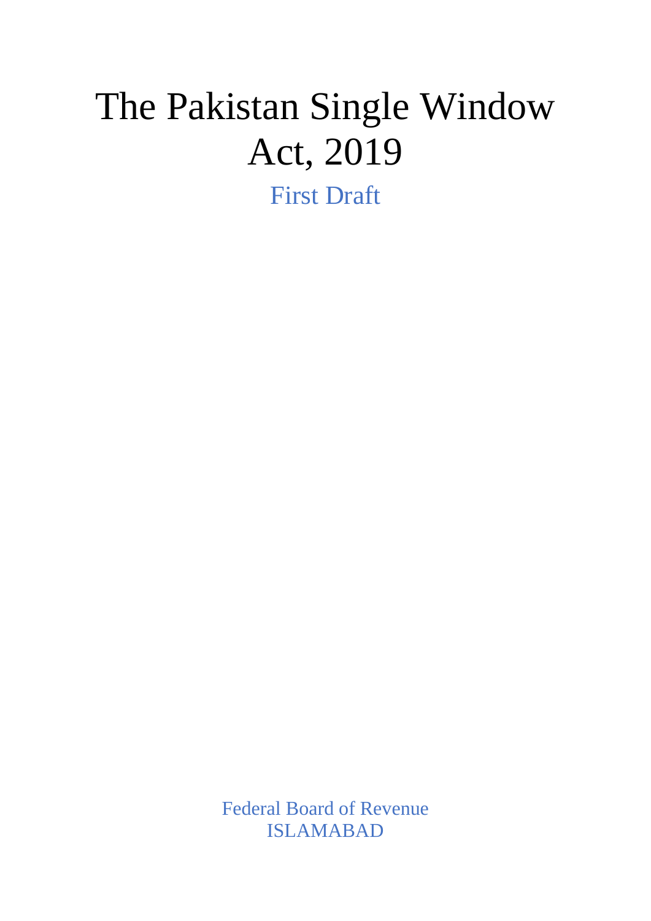# The Pakistan Single Window Act, 2019

First Draft

Federal Board of Revenue
ISLAMABAD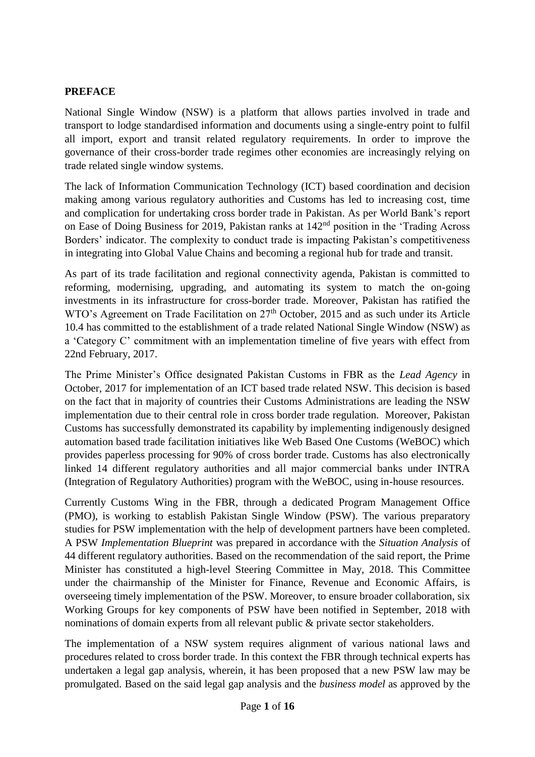## PREFACE

National Single Window (NSW) is a platform that allows parties involved in trade and transport to lodge standardised information and documents using a single-entry point to fulfil all import, export and transit related regulatory requirements. In order to improve the governance of their cross-border trade regimes other economies are increasingly relying on trade related single window systems.

The lack of Information Communication Technology (ICT) based coordination and decision making among various regulatory authorities and Customs has led to increasing cost, time and complication for undertaking cross border trade in Pakistan. As per World Bank's report on Ease of Doing Business for 2019, Pakistan ranks at 142nd position in the 'Trading Across Borders' indicator. The complexity to conduct trade is impacting Pakistan's competitiveness in integrating into Global Value Chains and becoming a regional hub for trade and transit.

As part of its trade facilitation and regional connectivity agenda, Pakistan is committed to reforming, modernising, upgrading, and automating its system to match the on-going investments in its infrastructure for cross-border trade. Moreover, Pakistan has ratified the WTO's Agreement on Trade Facilitation on 27th October, 2015 and as such under its Article 10.4 has committed to the establishment of a trade related National Single Window (NSW) as a 'Category C' commitment with an implementation timeline of five years with effect from 22nd February, 2017.

The Prime Minister's Office designated Pakistan Customs in FBR as the *Lead Agency* in October, 2017 for implementation of an ICT based trade related NSW. This decision is based on the fact that in majority of countries their Customs Administrations are leading the NSW implementation due to their central role in cross border trade regulation. Moreover, Pakistan Customs has successfully demonstrated its capability by implementing indigenously designed automation based trade facilitation initiatives like Web Based One Customs (WeBOC) which provides paperless processing for 90% of cross border trade. Customs has also electronically linked 14 different regulatory authorities and all major commercial banks under INTRA (Integration of Regulatory Authorities) program with the WeBOC, using in-house resources.

Currently Customs Wing in the FBR, through a dedicated Program Management Office (PMO), is working to establish Pakistan Single Window (PSW). The various preparatory studies for PSW implementation with the help of development partners have been completed. A PSW *Implementation Blueprint* was prepared in accordance with the *Situation Analysis* of 44 different regulatory authorities. Based on the recommendation of the said report, the Prime Minister has constituted a high-level Steering Committee in May, 2018. This Committee under the chairmanship of the Minister for Finance, Revenue and Economic Affairs, is overseeing timely implementation of the PSW. Moreover, to ensure broader collaboration, six Working Groups for key components of PSW have been notified in September, 2018 with nominations of domain experts from all relevant public & private sector stakeholders.

The implementation of a NSW system requires alignment of various national laws and procedures related to cross border trade. In this context the FBR through technical experts has undertaken a legal gap analysis, wherein, it has been proposed that a new PSW law may be promulgated. Based on the said legal gap analysis and the *business model* as approved by the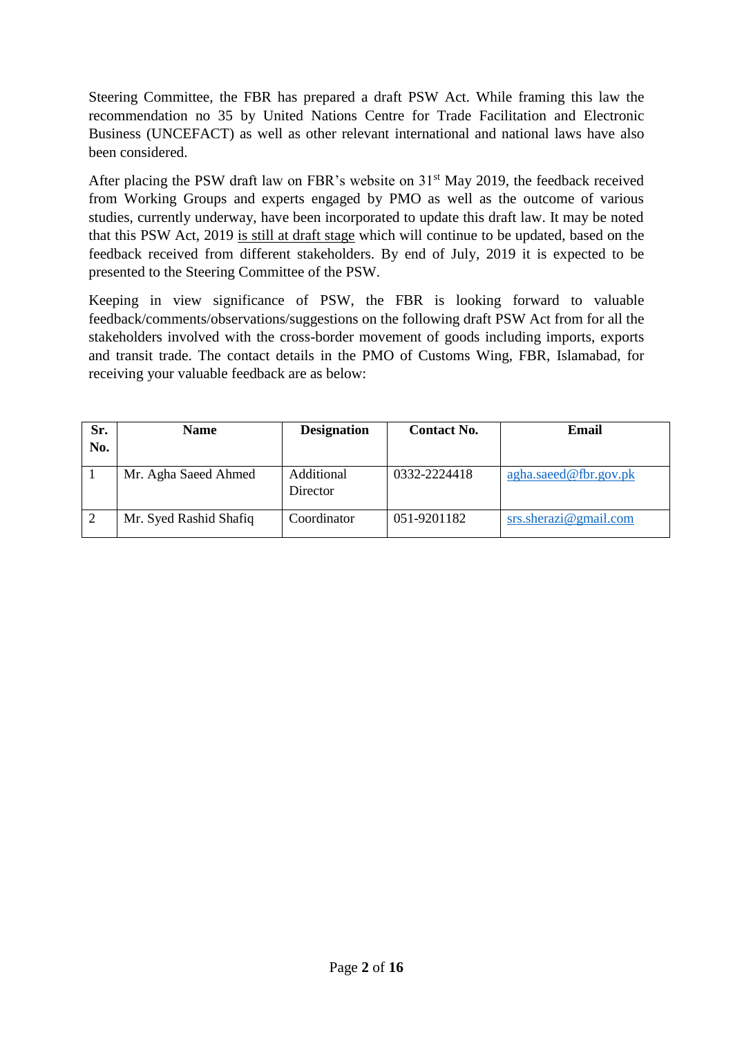Steering Committee, the FBR has prepared a draft PSW Act. While framing this law the recommendation no 35 by United Nations Centre for Trade Facilitation and Electronic Business (UNCEFACT) as well as other relevant international and national laws have also been considered.

After placing the PSW draft law on FBR's website on 31st May 2019, the feedback received from Working Groups and experts engaged by PMO as well as the outcome of various studies, currently underway, have been incorporated to update this draft law. It may be noted that this PSW Act, 2019 <u>is still at draft stage</u> which will continue to be updated, based on the feedback received from different stakeholders. By end of July, 2019 it is expected to be presented to the Steering Committee of the PSW.

Keeping in view significance of PSW, the FBR is looking forward to valuable feedback/comments/observations/suggestions on the following draft PSW Act from for all the stakeholders involved with the cross-border movement of goods including imports, exports and transit trade. The contact details in the PMO of Customs Wing, FBR, Islamabad, for receiving your valuable feedback are as below:

| Sr. No. | Name | Designation | Contact No. | Email |
|---|---|---|---|---|
| 1 | Mr. Agha Saeed Ahmed | Additional Director | 0332-2224418 | agha.saeed@fbr.gov.pk |
| 2 | Mr. Syed Rashid Shafiq | Coordinator | 051-9201182 | srs.sherazi@gmail.com |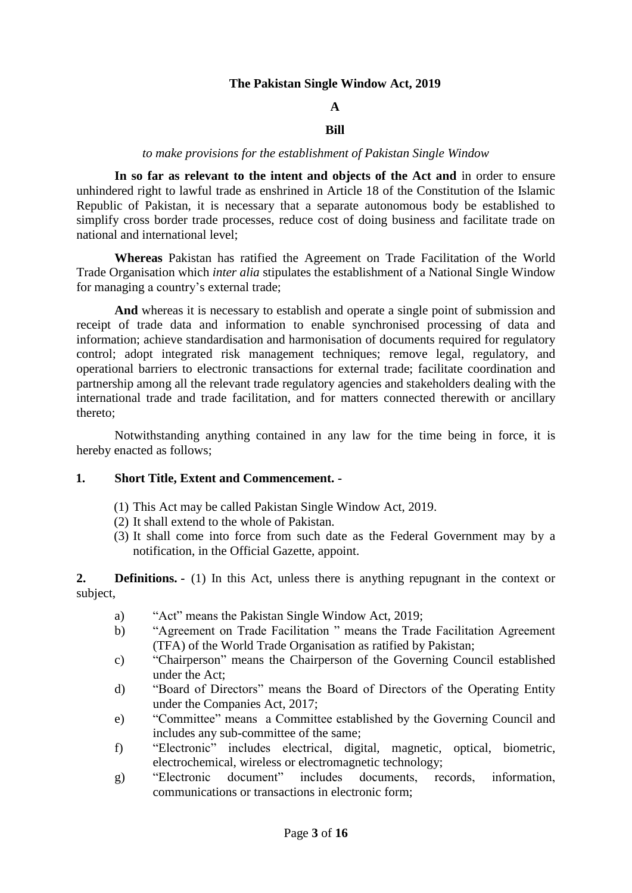**The Pakistan Single Window Act, 2019**

**A**

**Bill**

*to make provisions for the establishment of Pakistan Single Window*

**In so far as relevant to the intent and objects of the Act and** in order to ensure unhindered right to lawful trade as enshrined in Article 18 of the Constitution of the Islamic Republic of Pakistan, it is necessary that a separate autonomous body be established to simplify cross border trade processes, reduce cost of doing business and facilitate trade on national and international level;

**Whereas** Pakistan has ratified the Agreement on Trade Facilitation of the World Trade Organisation which *inter alia* stipulates the establishment of a National Single Window for managing a country's external trade;

**And** whereas it is necessary to establish and operate a single point of submission and receipt of trade data and information to enable synchronised processing of data and information; achieve standardisation and harmonisation of documents required for regulatory control; adopt integrated risk management techniques; remove legal, regulatory, and operational barriers to electronic transactions for external trade; facilitate coordination and partnership among all the relevant trade regulatory agencies and stakeholders dealing with the international trade and trade facilitation, and for matters connected therewith or ancillary thereto;

Notwithstanding anything contained in any law for the time being in force, it is hereby enacted as follows;

**1. Short Title, Extent and Commencement.** -

(1) This Act may be called Pakistan Single Window Act, 2019.
(2) It shall extend to the whole of Pakistan.
(3) It shall come into force from such date as the Federal Government may by a notification, in the Official Gazette, appoint.

**2. Definitions.** - (1) In this Act, unless there is anything repugnant in the context or subject,

a) "Act" means the Pakistan Single Window Act, 2019;
b) "Agreement on Trade Facilitation " means the Trade Facilitation Agreement (TFA) of the World Trade Organisation as ratified by Pakistan;
c) "Chairperson" means the Chairperson of the Governing Council established under the Act;
d) "Board of Directors" means the Board of Directors of the Operating Entity under the Companies Act, 2017;
e) "Committee" means a Committee established by the Governing Council and includes any sub-committee of the same;
f) "Electronic" includes electrical, digital, magnetic, optical, biometric, electrochemical, wireless or electromagnetic technology;
g) "Electronic document" includes documents, records, information, communications or transactions in electronic form;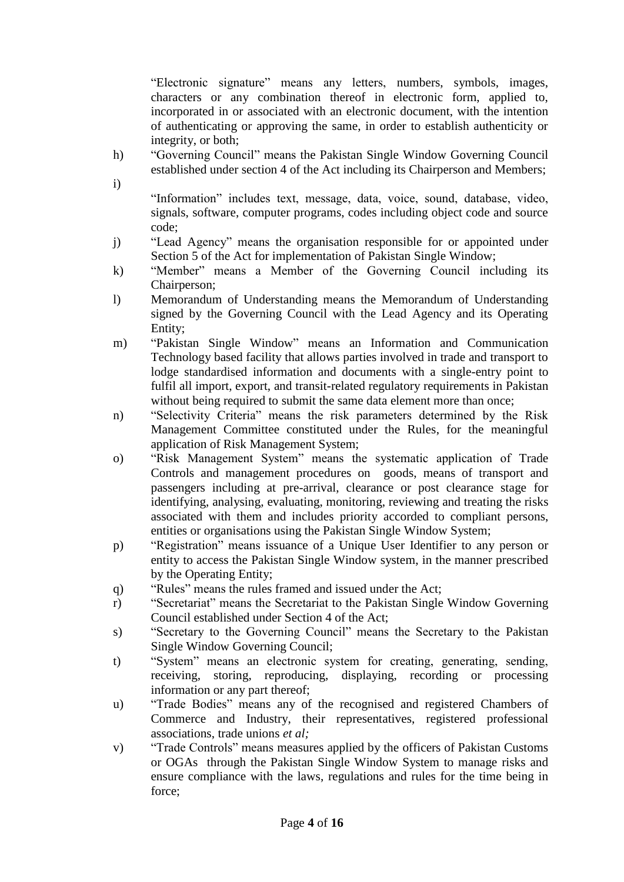"Electronic signature" means any letters, numbers, symbols, images, characters or any combination thereof in electronic form, applied to, incorporated in or associated with an electronic document, with the intention of authenticating or approving the same, in order to establish authenticity or integrity, or both;

h) "Governing Council" means the Pakistan Single Window Governing Council established under section 4 of the Act including its Chairperson and Members;

i) "Information" includes text, message, data, voice, sound, database, video, signals, software, computer programs, codes including object code and source code;

j) "Lead Agency" means the organisation responsible for or appointed under Section 5 of the Act for implementation of Pakistan Single Window;

k) "Member" means a Member of the Governing Council including its Chairperson;

l) Memorandum of Understanding means the Memorandum of Understanding signed by the Governing Council with the Lead Agency and its Operating Entity;

m) "Pakistan Single Window" means an Information and Communication Technology based facility that allows parties involved in trade and transport to lodge standardised information and documents with a single-entry point to fulfil all import, export, and transit-related regulatory requirements in Pakistan without being required to submit the same data element more than once;

n) "Selectivity Criteria" means the risk parameters determined by the Risk Management Committee constituted under the Rules, for the meaningful application of Risk Management System;

o) "Risk Management System" means the systematic application of Trade Controls and management procedures on goods, means of transport and passengers including at pre-arrival, clearance or post clearance stage for identifying, analysing, evaluating, monitoring, reviewing and treating the risks associated with them and includes priority accorded to compliant persons, entities or organisations using the Pakistan Single Window System;

p) "Registration" means issuance of a Unique User Identifier to any person or entity to access the Pakistan Single Window system, in the manner prescribed by the Operating Entity;

q) "Rules" means the rules framed and issued under the Act;

r) "Secretariat" means the Secretariat to the Pakistan Single Window Governing Council established under Section 4 of the Act;

s) "Secretary to the Governing Council" means the Secretary to the Pakistan Single Window Governing Council;

t) "System" means an electronic system for creating, generating, sending, receiving, storing, reproducing, displaying, recording or processing information or any part thereof;

u) "Trade Bodies" means any of the recognised and registered Chambers of Commerce and Industry, their representatives, registered professional associations, trade unions *et al;*

v) "Trade Controls" means measures applied by the officers of Pakistan Customs or OGAs through the Pakistan Single Window System to manage risks and ensure compliance with the laws, regulations and rules for the time being in force;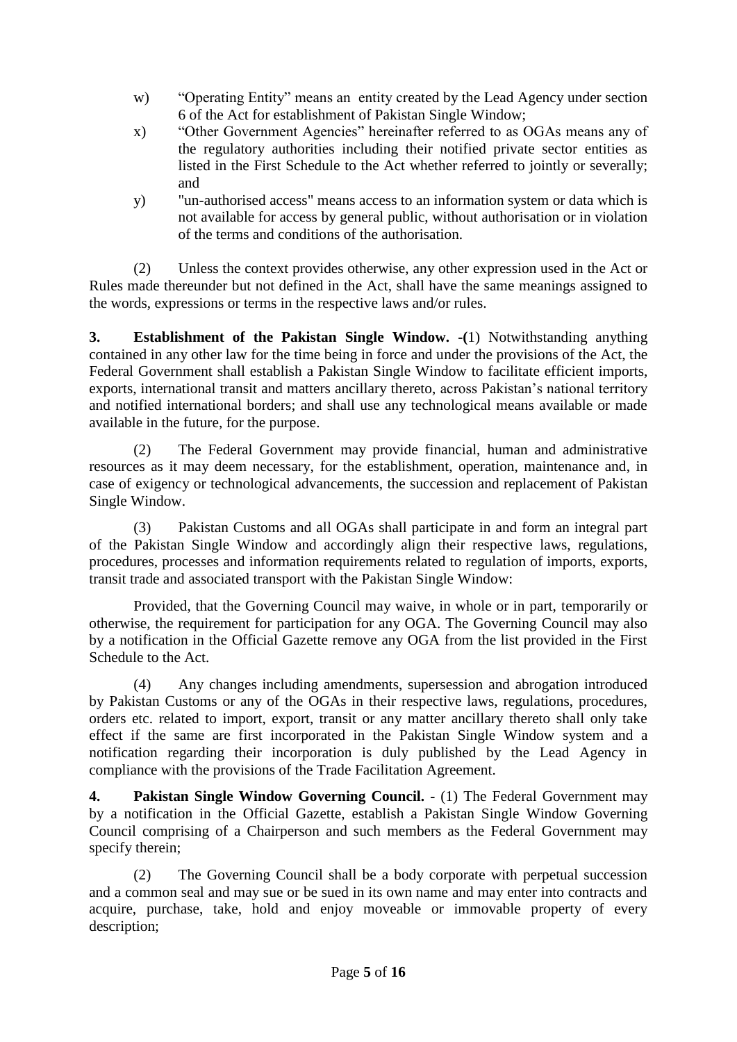w) "Operating Entity" means an entity created by the Lead Agency under section 6 of the Act for establishment of Pakistan Single Window;

x) "Other Government Agencies" hereinafter referred to as OGAs means any of the regulatory authorities including their notified private sector entities as listed in the First Schedule to the Act whether referred to jointly or severally; and

y) "un-authorised access" means access to an information system or data which is not available for access by general public, without authorisation or in violation of the terms and conditions of the authorisation.

(2) Unless the context provides otherwise, any other expression used in the Act or Rules made thereunder but not defined in the Act, shall have the same meanings assigned to the words, expressions or terms in the respective laws and/or rules.

**3. Establishment of the Pakistan Single Window. -(**1) Notwithstanding anything contained in any other law for the time being in force and under the provisions of the Act, the Federal Government shall establish a Pakistan Single Window to facilitate efficient imports, exports, international transit and matters ancillary thereto, across Pakistan's national territory and notified international borders; and shall use any technological means available or made available in the future, for the purpose.

(2) The Federal Government may provide financial, human and administrative resources as it may deem necessary, for the establishment, operation, maintenance and, in case of exigency or technological advancements, the succession and replacement of Pakistan Single Window.

(3) Pakistan Customs and all OGAs shall participate in and form an integral part of the Pakistan Single Window and accordingly align their respective laws, regulations, procedures, processes and information requirements related to regulation of imports, exports, transit trade and associated transport with the Pakistan Single Window:

Provided, that the Governing Council may waive, in whole or in part, temporarily or otherwise, the requirement for participation for any OGA. The Governing Council may also by a notification in the Official Gazette remove any OGA from the list provided in the First Schedule to the Act.

(4) Any changes including amendments, supersession and abrogation introduced by Pakistan Customs or any of the OGAs in their respective laws, regulations, procedures, orders etc. related to import, export, transit or any matter ancillary thereto shall only take effect if the same are first incorporated in the Pakistan Single Window system and a notification regarding their incorporation is duly published by the Lead Agency in compliance with the provisions of the Trade Facilitation Agreement.

**4. Pakistan Single Window Governing Council. -** (1) The Federal Government may by a notification in the Official Gazette, establish a Pakistan Single Window Governing Council comprising of a Chairperson and such members as the Federal Government may specify therein;

(2) The Governing Council shall be a body corporate with perpetual succession and a common seal and may sue or be sued in its own name and may enter into contracts and acquire, purchase, take, hold and enjoy moveable or immovable property of every description;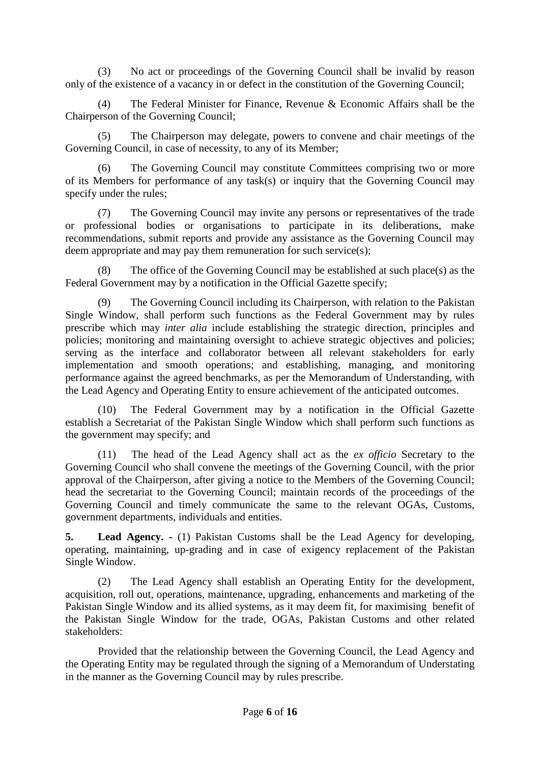(3) No act or proceedings of the Governing Council shall be invalid by reason only of the existence of a vacancy in or defect in the constitution of the Governing Council;

(4) The Federal Minister for Finance, Revenue & Economic Affairs shall be the Chairperson of the Governing Council;

(5) The Chairperson may delegate, powers to convene and chair meetings of the Governing Council, in case of necessity, to any of its Member;

(6) The Governing Council may constitute Committees comprising two or more of its Members for performance of any task(s) or inquiry that the Governing Council may specify under the rules;

(7) The Governing Council may invite any persons or representatives of the trade or professional bodies or organisations to participate in its deliberations, make recommendations, submit reports and provide any assistance as the Governing Council may deem appropriate and may pay them remuneration for such service(s);

(8) The office of the Governing Council may be established at such place(s) as the Federal Government may by a notification in the Official Gazette specify;

(9) The Governing Council including its Chairperson, with relation to the Pakistan Single Window, shall perform such functions as the Federal Government may by rules prescribe which may *inter alia* include establishing the strategic direction, principles and policies; monitoring and maintaining oversight to achieve strategic objectives and policies; serving as the interface and collaborator between all relevant stakeholders for early implementation and smooth operations; and establishing, managing, and monitoring performance against the agreed benchmarks, as per the Memorandum of Understanding, with the Lead Agency and Operating Entity to ensure achievement of the anticipated outcomes.

(10) The Federal Government may by a notification in the Official Gazette establish a Secretariat of the Pakistan Single Window which shall perform such functions as the government may specify; and

(11) The head of the Lead Agency shall act as the *ex officio* Secretary to the Governing Council who shall convene the meetings of the Governing Council, with the prior approval of the Chairperson, after giving a notice to the Members of the Governing Council; head the secretariat to the Governing Council; maintain records of the proceedings of the Governing Council and timely communicate the same to the relevant OGAs, Customs, government departments, individuals and entities.

**5. Lead Agency. -** (1) Pakistan Customs shall be the Lead Agency for developing, operating, maintaining, up-grading and in case of exigency replacement of the Pakistan Single Window.

(2) The Lead Agency shall establish an Operating Entity for the development, acquisition, roll out, operations, maintenance, upgrading, enhancements and marketing of the Pakistan Single Window and its allied systems, as it may deem fit, for maximising benefit of the Pakistan Single Window for the trade, OGAs, Pakistan Customs and other related stakeholders:

Provided that the relationship between the Governing Council, the Lead Agency and the Operating Entity may be regulated through the signing of a Memorandum of Understating in the manner as the Governing Council may by rules prescribe.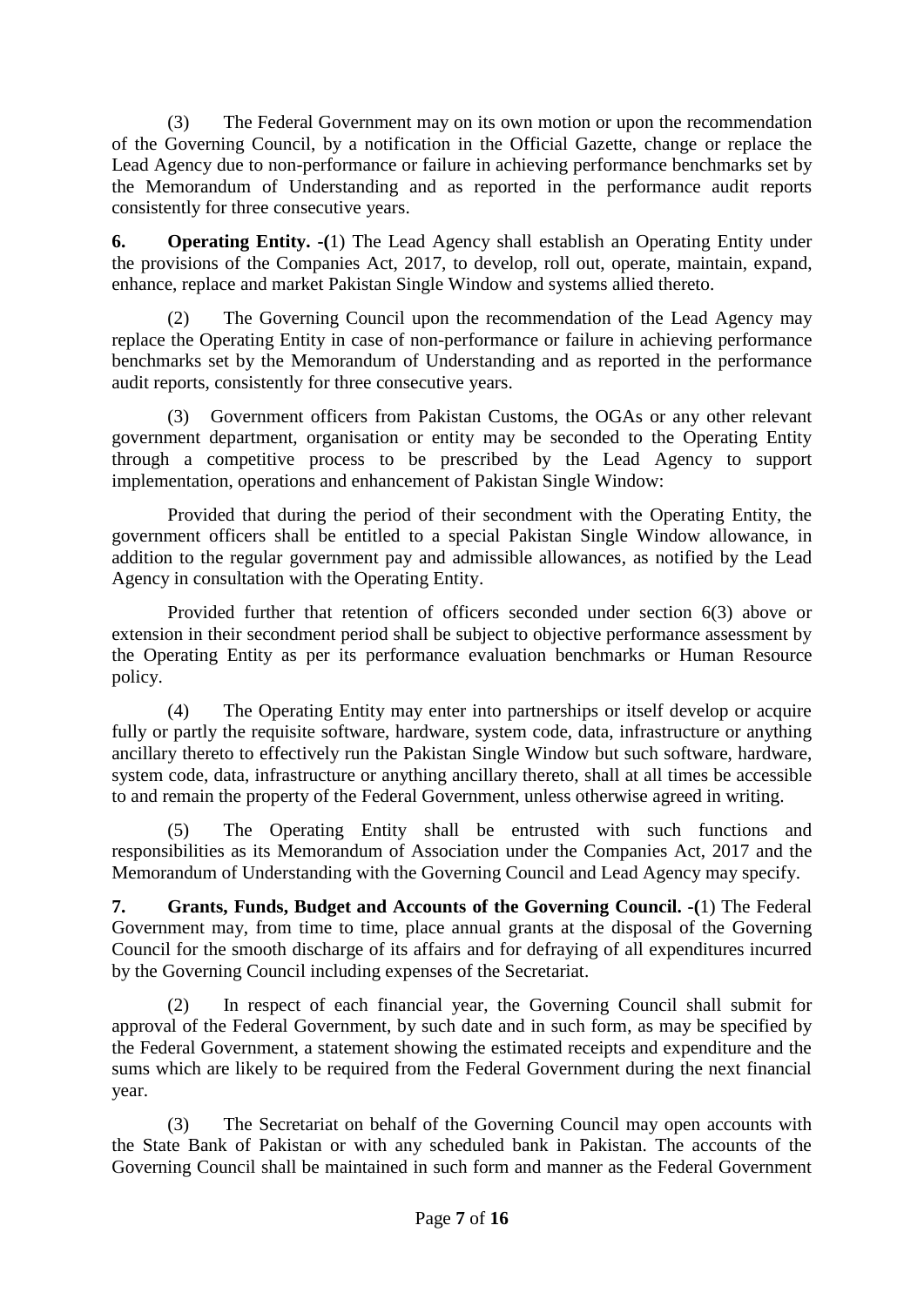(3) The Federal Government may on its own motion or upon the recommendation of the Governing Council, by a notification in the Official Gazette, change or replace the Lead Agency due to non-performance or failure in achieving performance benchmarks set by the Memorandum of Understanding and as reported in the performance audit reports consistently for three consecutive years.

**6. Operating Entity. -(**1) The Lead Agency shall establish an Operating Entity under the provisions of the Companies Act, 2017, to develop, roll out, operate, maintain, expand, enhance, replace and market Pakistan Single Window and systems allied thereto.

(2) The Governing Council upon the recommendation of the Lead Agency may replace the Operating Entity in case of non-performance or failure in achieving performance benchmarks set by the Memorandum of Understanding and as reported in the performance audit reports, consistently for three consecutive years.

(3) Government officers from Pakistan Customs, the OGAs or any other relevant government department, organisation or entity may be seconded to the Operating Entity through a competitive process to be prescribed by the Lead Agency to support implementation, operations and enhancement of Pakistan Single Window:

Provided that during the period of their secondment with the Operating Entity, the government officers shall be entitled to a special Pakistan Single Window allowance, in addition to the regular government pay and admissible allowances, as notified by the Lead Agency in consultation with the Operating Entity.

Provided further that retention of officers seconded under section 6(3) above or extension in their secondment period shall be subject to objective performance assessment by the Operating Entity as per its performance evaluation benchmarks or Human Resource policy.

(4) The Operating Entity may enter into partnerships or itself develop or acquire fully or partly the requisite software, hardware, system code, data, infrastructure or anything ancillary thereto to effectively run the Pakistan Single Window but such software, hardware, system code, data, infrastructure or anything ancillary thereto, shall at all times be accessible to and remain the property of the Federal Government, unless otherwise agreed in writing.

(5) The Operating Entity shall be entrusted with such functions and responsibilities as its Memorandum of Association under the Companies Act, 2017 and the Memorandum of Understanding with the Governing Council and Lead Agency may specify.

**7. Grants, Funds, Budget and Accounts of the Governing Council. -(**1) The Federal Government may, from time to time, place annual grants at the disposal of the Governing Council for the smooth discharge of its affairs and for defraying of all expenditures incurred by the Governing Council including expenses of the Secretariat.

(2) In respect of each financial year, the Governing Council shall submit for approval of the Federal Government, by such date and in such form, as may be specified by the Federal Government, a statement showing the estimated receipts and expenditure and the sums which are likely to be required from the Federal Government during the next financial year.

(3) The Secretariat on behalf of the Governing Council may open accounts with the State Bank of Pakistan or with any scheduled bank in Pakistan. The accounts of the Governing Council shall be maintained in such form and manner as the Federal Government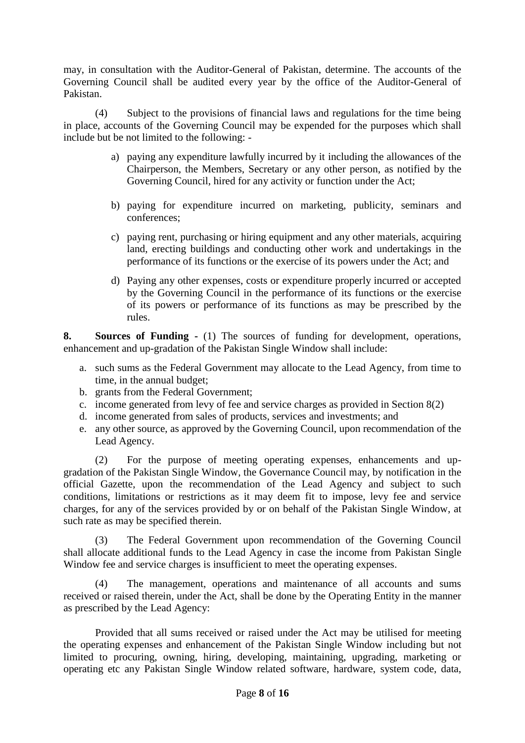may, in consultation with the Auditor-General of Pakistan, determine. The accounts of the Governing Council shall be audited every year by the office of the Auditor-General of Pakistan.

(4) Subject to the provisions of financial laws and regulations for the time being in place, accounts of the Governing Council may be expended for the purposes which shall include but be not limited to the following: -

a) paying any expenditure lawfully incurred by it including the allowances of the Chairperson, the Members, Secretary or any other person, as notified by the Governing Council, hired for any activity or function under the Act;

b) paying for expenditure incurred on marketing, publicity, seminars and conferences;

c) paying rent, purchasing or hiring equipment and any other materials, acquiring land, erecting buildings and conducting other work and undertakings in the performance of its functions or the exercise of its powers under the Act; and

d) Paying any other expenses, costs or expenditure properly incurred or accepted by the Governing Council in the performance of its functions or the exercise of its powers or performance of its functions as may be prescribed by the rules.

**8. Sources of Funding -** (1) The sources of funding for development, operations, enhancement and up-gradation of the Pakistan Single Window shall include:

a. such sums as the Federal Government may allocate to the Lead Agency, from time to time, in the annual budget;
b. grants from the Federal Government;
c. income generated from levy of fee and service charges as provided in Section 8(2)
d. income generated from sales of products, services and investments; and
e. any other source, as approved by the Governing Council, upon recommendation of the Lead Agency.

(2) For the purpose of meeting operating expenses, enhancements and up-gradation of the Pakistan Single Window, the Governance Council may, by notification in the official Gazette, upon the recommendation of the Lead Agency and subject to such conditions, limitations or restrictions as it may deem fit to impose, levy fee and service charges, for any of the services provided by or on behalf of the Pakistan Single Window, at such rate as may be specified therein.

(3) The Federal Government upon recommendation of the Governing Council shall allocate additional funds to the Lead Agency in case the income from Pakistan Single Window fee and service charges is insufficient to meet the operating expenses.

(4) The management, operations and maintenance of all accounts and sums received or raised therein, under the Act, shall be done by the Operating Entity in the manner as prescribed by the Lead Agency:

Provided that all sums received or raised under the Act may be utilised for meeting the operating expenses and enhancement of the Pakistan Single Window including but not limited to procuring, owning, hiring, developing, maintaining, upgrading, marketing or operating etc any Pakistan Single Window related software, hardware, system code, data,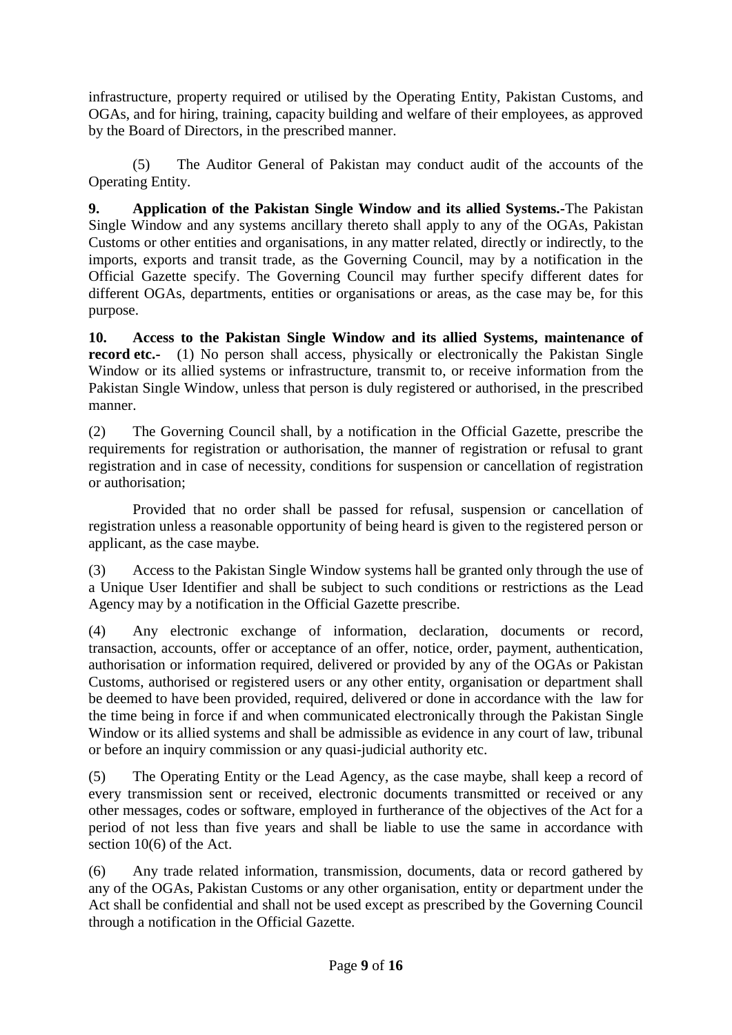infrastructure, property required or utilised by the Operating Entity, Pakistan Customs, and OGAs, and for hiring, training, capacity building and welfare of their employees, as approved by the Board of Directors, in the prescribed manner.

(5) The Auditor General of Pakistan may conduct audit of the accounts of the Operating Entity.

**9. Application of the Pakistan Single Window and its allied Systems.-**The Pakistan Single Window and any systems ancillary thereto shall apply to any of the OGAs, Pakistan Customs or other entities and organisations, in any matter related, directly or indirectly, to the imports, exports and transit trade, as the Governing Council, may by a notification in the Official Gazette specify. The Governing Council may further specify different dates for different OGAs, departments, entities or organisations or areas, as the case may be, for this purpose.

**10. Access to the Pakistan Single Window and its allied Systems, maintenance of record etc.-** (1) No person shall access, physically or electronically the Pakistan Single Window or its allied systems or infrastructure, transmit to, or receive information from the Pakistan Single Window, unless that person is duly registered or authorised, in the prescribed manner.

(2) The Governing Council shall, by a notification in the Official Gazette, prescribe the requirements for registration or authorisation, the manner of registration or refusal to grant registration and in case of necessity, conditions for suspension or cancellation of registration or authorisation;

Provided that no order shall be passed for refusal, suspension or cancellation of registration unless a reasonable opportunity of being heard is given to the registered person or applicant, as the case maybe.

(3) Access to the Pakistan Single Window systems hall be granted only through the use of a Unique User Identifier and shall be subject to such conditions or restrictions as the Lead Agency may by a notification in the Official Gazette prescribe.

(4) Any electronic exchange of information, declaration, documents or record, transaction, accounts, offer or acceptance of an offer, notice, order, payment, authentication, authorisation or information required, delivered or provided by any of the OGAs or Pakistan Customs, authorised or registered users or any other entity, organisation or department shall be deemed to have been provided, required, delivered or done in accordance with the law for the time being in force if and when communicated electronically through the Pakistan Single Window or its allied systems and shall be admissible as evidence in any court of law, tribunal or before an inquiry commission or any quasi-judicial authority etc.

(5) The Operating Entity or the Lead Agency, as the case maybe, shall keep a record of every transmission sent or received, electronic documents transmitted or received or any other messages, codes or software, employed in furtherance of the objectives of the Act for a period of not less than five years and shall be liable to use the same in accordance with section 10(6) of the Act.

(6) Any trade related information, transmission, documents, data or record gathered by any of the OGAs, Pakistan Customs or any other organisation, entity or department under the Act shall be confidential and shall not be used except as prescribed by the Governing Council through a notification in the Official Gazette.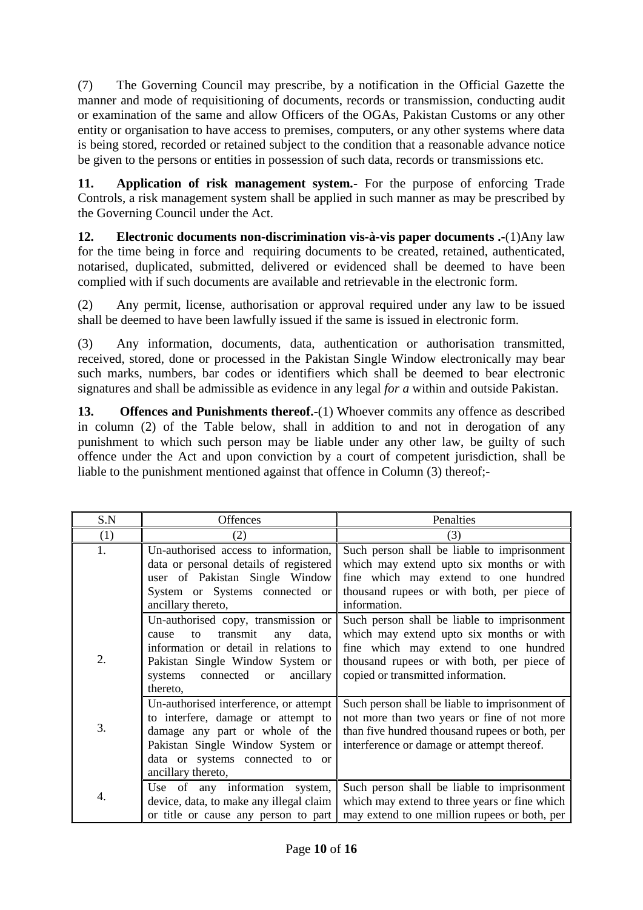(7) The Governing Council may prescribe, by a notification in the Official Gazette the manner and mode of requisitioning of documents, records or transmission, conducting audit or examination of the same and allow Officers of the OGAs, Pakistan Customs or any other entity or organisation to have access to premises, computers, or any other systems where data is being stored, recorded or retained subject to the condition that a reasonable advance notice be given to the persons or entities in possession of such data, records or transmissions etc.

**11. Application of risk management system.-** For the purpose of enforcing Trade Controls, a risk management system shall be applied in such manner as may be prescribed by the Governing Council under the Act.

**12. Electronic documents non-discrimination vis-à-vis paper documents .-**(1)Any law for the time being in force and requiring documents to be created, retained, authenticated, notarised, duplicated, submitted, delivered or evidenced shall be deemed to have been complied with if such documents are available and retrievable in the electronic form.

(2) Any permit, license, authorisation or approval required under any law to be issued shall be deemed to have been lawfully issued if the same is issued in electronic form.

(3) Any information, documents, data, authentication or authorisation transmitted, received, stored, done or processed in the Pakistan Single Window electronically may bear such marks, numbers, bar codes or identifiers which shall be deemed to bear electronic signatures and shall be admissible as evidence in any legal *for a* within and outside Pakistan.

**13. Offences and Punishments thereof.-**(1) Whoever commits any offence as described in column (2) of the Table below, shall in addition to and not in derogation of any punishment to which such person may be liable under any other law, be guilty of such offence under the Act and upon conviction by a court of competent jurisdiction, shall be liable to the punishment mentioned against that offence in Column (3) thereof;-

| S.N | Offences | Penalties |
|---|---|---|
| (1) | (2) | (3) |
| 1. | Un-authorised access to information, data or personal details of registered user of Pakistan Single Window System or Systems connected or ancillary thereto, | Such person shall be liable to imprisonment which may extend upto six months or with fine which may extend to one hundred thousand rupees or with both, per piece of information. |
| 2. | Un-authorised copy, transmission or cause to transmit any data, information or detail in relations to Pakistan Single Window System or systems connected or ancillary thereto, | Such person shall be liable to imprisonment which may extend upto six months or with fine which may extend to one hundred thousand rupees or with both, per piece of copied or transmitted information. |
| 3. | Un-authorised interference, or attempt to interfere, damage or attempt to damage any part or whole of the Pakistan Single Window System or data or systems connected to or ancillary thereto, | Such person shall be liable to imprisonment of not more than two years or fine of not more than five hundred thousand rupees or both, per interference or damage or attempt thereof. |
| 4. | Use of any information system, device, data, to make any illegal claim or title or cause any person to part | Such person shall be liable to imprisonment which may extend to three years or fine which may extend to one million rupees or both, per |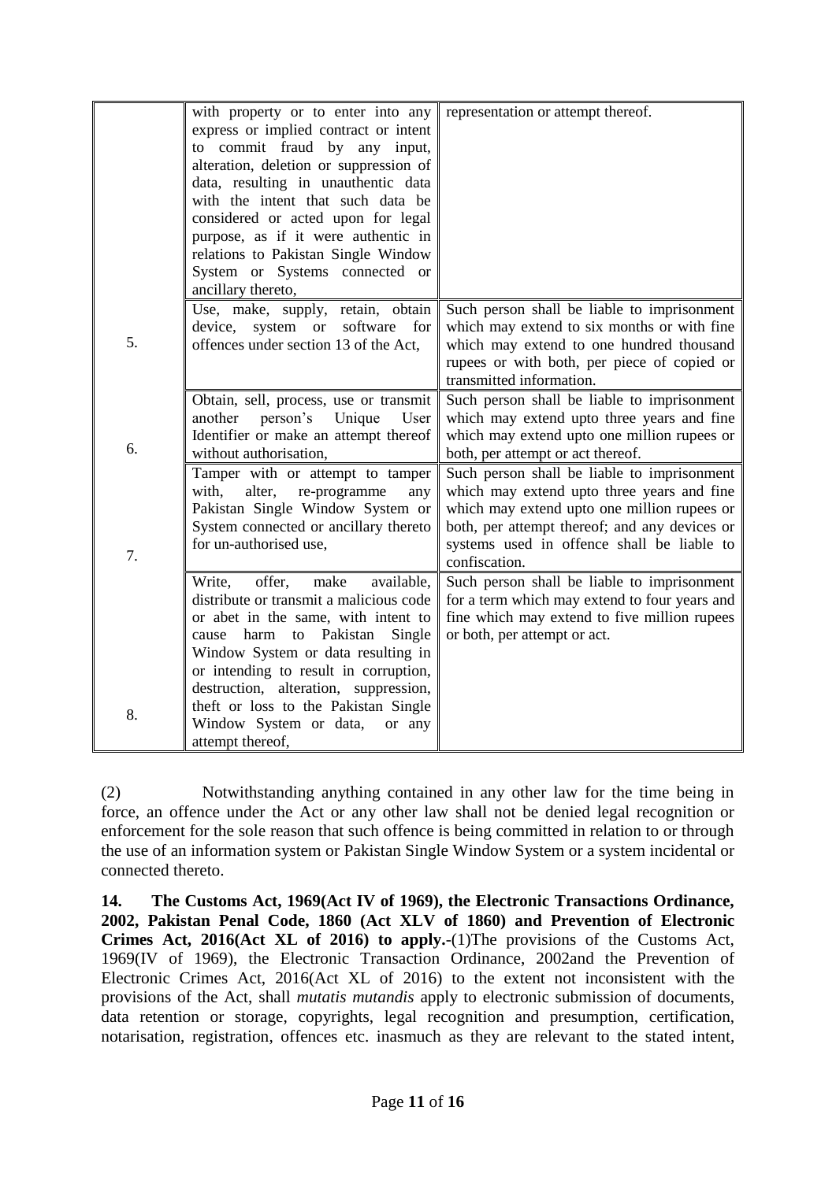| | | |
|---|---|---|
| | with property or to enter into any express or implied contract or intent to commit fraud by any input, alteration, deletion or suppression of data, resulting in unauthentic data with the intent that such data be considered or acted upon for legal purpose, as if it were authentic in relations to Pakistan Single Window System or Systems connected or ancillary thereto, | representation or attempt thereof. |
| 5. | Use, make, supply, retain, obtain device, system or software for offences under section 13 of the Act, | Such person shall be liable to imprisonment which may extend to six months or with fine which may extend to one hundred thousand rupees or with both, per piece of copied or transmitted information. |
| 6. | Obtain, sell, process, use or transmit another person's Unique User Identifier or make an attempt thereof without authorisation, | Such person shall be liable to imprisonment which may extend upto three years and fine which may extend upto one million rupees or both, per attempt or act thereof. |
| 7. | Tamper with or attempt to tamper with, alter, re-programme any Pakistan Single Window System or System connected or ancillary thereto for un-authorised use, | Such person shall be liable to imprisonment which may extend upto three years and fine which may extend upto one million rupees or both, per attempt thereof; and any devices or systems used in offence shall be liable to confiscation. |
| 8. | Write, offer, make available, distribute or transmit a malicious code or abet in the same, with intent to cause harm to Pakistan Single Window System or data resulting in or intending to result in corruption, destruction, alteration, suppression, theft or loss to the Pakistan Single Window System or data, or any attempt thereof, | Such person shall be liable to imprisonment for a term which may extend to four years and fine which may extend to five million rupees or both, per attempt or act. |

(2) Notwithstanding anything contained in any other law for the time being in force, an offence under the Act or any other law shall not be denied legal recognition or enforcement for the sole reason that such offence is being committed in relation to or through the use of an information system or Pakistan Single Window System or a system incidental or connected thereto.

**14. The Customs Act, 1969(Act IV of 1969), the Electronic Transactions Ordinance, 2002, Pakistan Penal Code, 1860 (Act XLV of 1860) and Prevention of Electronic Crimes Act, 2016(Act XL of 2016) to apply.**-(1)The provisions of the Customs Act, 1969(IV of 1969), the Electronic Transaction Ordinance, 2002and the Prevention of Electronic Crimes Act, 2016(Act XL of 2016) to the extent not inconsistent with the provisions of the Act, shall *mutatis mutandis* apply to electronic submission of documents, data retention or storage, copyrights, legal recognition and presumption, certification, notarisation, registration, offences etc. inasmuch as they are relevant to the stated intent,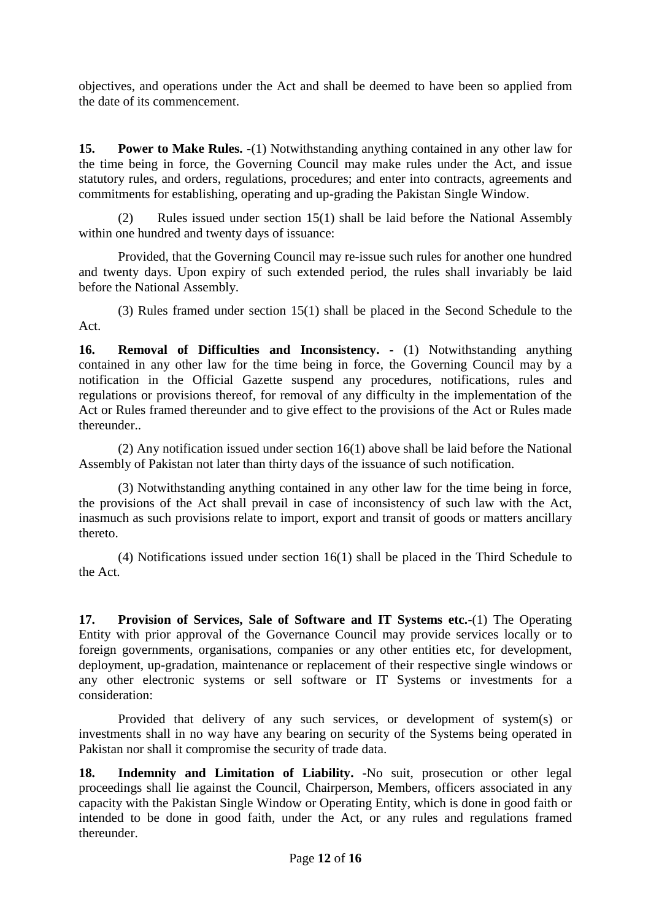objectives, and operations under the Act and shall be deemed to have been so applied from the date of its commencement.

**15. Power to Make Rules.** -(1) Notwithstanding anything contained in any other law for the time being in force, the Governing Council may make rules under the Act, and issue statutory rules, and orders, regulations, procedures; and enter into contracts, agreements and commitments for establishing, operating and up-grading the Pakistan Single Window.

(2) Rules issued under section 15(1) shall be laid before the National Assembly within one hundred and twenty days of issuance:

Provided, that the Governing Council may re-issue such rules for another one hundred and twenty days. Upon expiry of such extended period, the rules shall invariably be laid before the National Assembly.

(3) Rules framed under section 15(1) shall be placed in the Second Schedule to the Act.

**16. Removal of Difficulties and Inconsistency. -** (1) Notwithstanding anything contained in any other law for the time being in force, the Governing Council may by a notification in the Official Gazette suspend any procedures, notifications, rules and regulations or provisions thereof, for removal of any difficulty in the implementation of the Act or Rules framed thereunder and to give effect to the provisions of the Act or Rules made thereunder..

(2) Any notification issued under section 16(1) above shall be laid before the National Assembly of Pakistan not later than thirty days of the issuance of such notification.

(3) Notwithstanding anything contained in any other law for the time being in force, the provisions of the Act shall prevail in case of inconsistency of such law with the Act, inasmuch as such provisions relate to import, export and transit of goods or matters ancillary thereto.

(4) Notifications issued under section 16(1) shall be placed in the Third Schedule to the Act.

**17. Provision of Services, Sale of Software and IT Systems etc.**-(1) The Operating Entity with prior approval of the Governance Council may provide services locally or to foreign governments, organisations, companies or any other entities etc, for development, deployment, up-gradation, maintenance or replacement of their respective single windows or any other electronic systems or sell software or IT Systems or investments for a consideration:

Provided that delivery of any such services, or development of system(s) or investments shall in no way have any bearing on security of the Systems being operated in Pakistan nor shall it compromise the security of trade data.

**18. Indemnity and Limitation of Liability.** -No suit, prosecution or other legal proceedings shall lie against the Council, Chairperson, Members, officers associated in any capacity with the Pakistan Single Window or Operating Entity, which is done in good faith or intended to be done in good faith, under the Act, or any rules and regulations framed thereunder.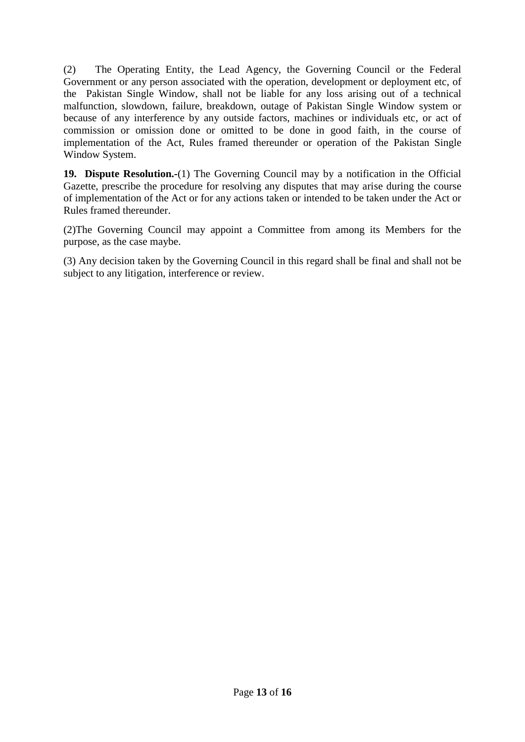(2) The Operating Entity, the Lead Agency, the Governing Council or the Federal Government or any person associated with the operation, development or deployment etc, of the Pakistan Single Window, shall not be liable for any loss arising out of a technical malfunction, slowdown, failure, breakdown, outage of Pakistan Single Window system or because of any interference by any outside factors, machines or individuals etc, or act of commission or omission done or omitted to be done in good faith, in the course of implementation of the Act, Rules framed thereunder or operation of the Pakistan Single Window System.

**19. Dispute Resolution.-**(1) The Governing Council may by a notification in the Official Gazette, prescribe the procedure for resolving any disputes that may arise during the course of implementation of the Act or for any actions taken or intended to be taken under the Act or Rules framed thereunder.

(2)The Governing Council may appoint a Committee from among its Members for the purpose, as the case maybe.

(3) Any decision taken by the Governing Council in this regard shall be final and shall not be subject to any litigation, interference or review.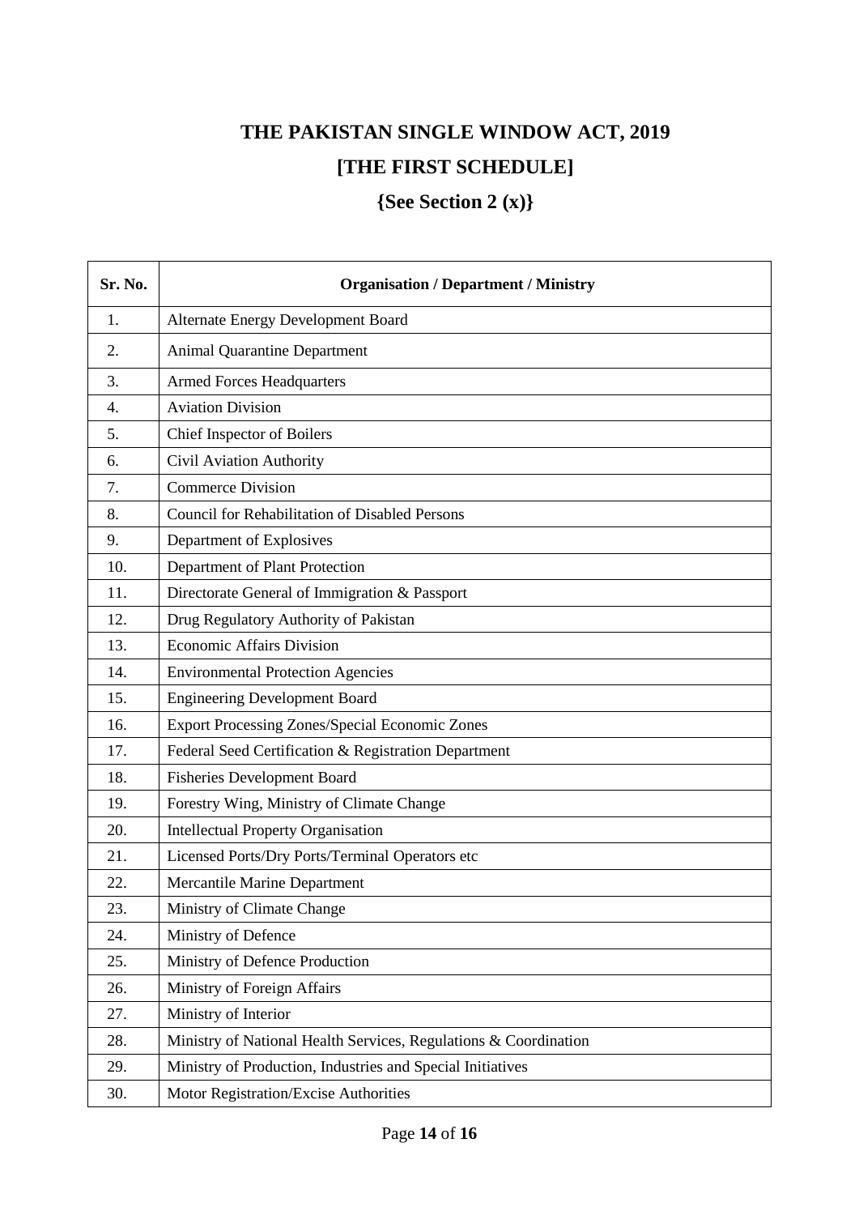# THE PAKISTAN SINGLE WINDOW ACT, 2019

## [THE FIRST SCHEDULE]

### {See Section 2 (x)}

| Sr. No. | Organisation / Department / Ministry |
|---|---|
| 1. | Alternate Energy Development Board |
| 2. | Animal Quarantine Department |
| 3. | Armed Forces Headquarters |
| 4. | Aviation Division |
| 5. | Chief Inspector of Boilers |
| 6. | Civil Aviation Authority |
| 7. | Commerce Division |
| 8. | Council for Rehabilitation of Disabled Persons |
| 9. | Department of Explosives |
| 10. | Department of Plant Protection |
| 11. | Directorate General of Immigration & Passport |
| 12. | Drug Regulatory Authority of Pakistan |
| 13. | Economic Affairs Division |
| 14. | Environmental Protection Agencies |
| 15. | Engineering Development Board |
| 16. | Export Processing Zones/Special Economic Zones |
| 17. | Federal Seed Certification & Registration Department |
| 18. | Fisheries Development Board |
| 19. | Forestry Wing, Ministry of Climate Change |
| 20. | Intellectual Property Organisation |
| 21. | Licensed Ports/Dry Ports/Terminal Operators etc |
| 22. | Mercantile Marine Department |
| 23. | Ministry of Climate Change |
| 24. | Ministry of Defence |
| 25. | Ministry of Defence Production |
| 26. | Ministry of Foreign Affairs |
| 27. | Ministry of Interior |
| 28. | Ministry of National Health Services, Regulations & Coordination |
| 29. | Ministry of Production, Industries and Special Initiatives |
| 30. | Motor Registration/Excise Authorities |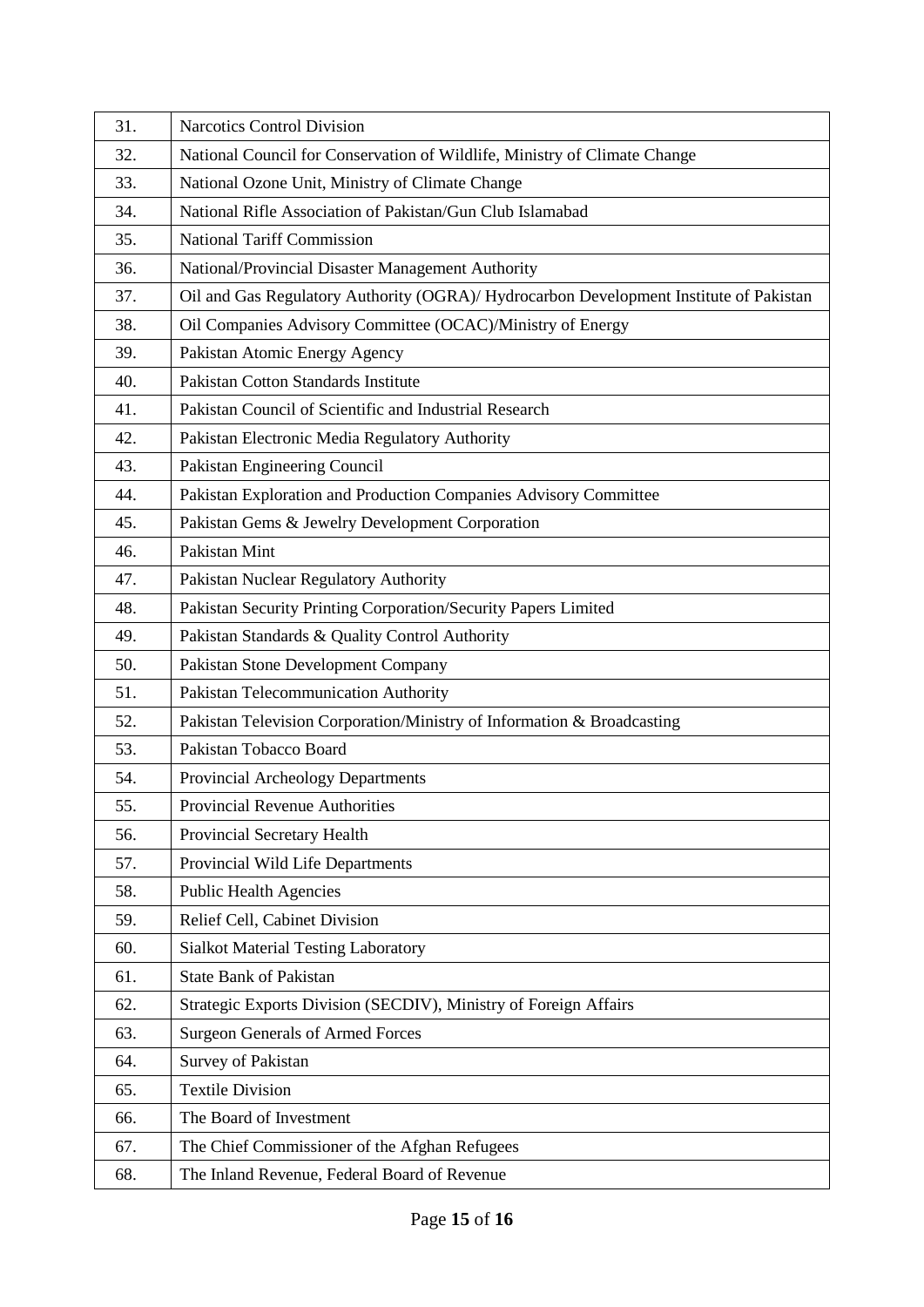| | |
|---|---|
| 31. | Narcotics Control Division |
| 32. | National Council for Conservation of Wildlife, Ministry of Climate Change |
| 33. | National Ozone Unit, Ministry of Climate Change |
| 34. | National Rifle Association of Pakistan/Gun Club Islamabad |
| 35. | National Tariff Commission |
| 36. | National/Provincial Disaster Management Authority |
| 37. | Oil and Gas Regulatory Authority (OGRA)/ Hydrocarbon Development Institute of Pakistan |
| 38. | Oil Companies Advisory Committee (OCAC)/Ministry of Energy |
| 39. | Pakistan Atomic Energy Agency |
| 40. | Pakistan Cotton Standards Institute |
| 41. | Pakistan Council of Scientific and Industrial Research |
| 42. | Pakistan Electronic Media Regulatory Authority |
| 43. | Pakistan Engineering Council |
| 44. | Pakistan Exploration and Production Companies Advisory Committee |
| 45. | Pakistan Gems & Jewelry Development Corporation |
| 46. | Pakistan Mint |
| 47. | Pakistan Nuclear Regulatory Authority |
| 48. | Pakistan Security Printing Corporation/Security Papers Limited |
| 49. | Pakistan Standards & Quality Control Authority |
| 50. | Pakistan Stone Development Company |
| 51. | Pakistan Telecommunication Authority |
| 52. | Pakistan Television Corporation/Ministry of Information & Broadcasting |
| 53. | Pakistan Tobacco Board |
| 54. | Provincial Archeology Departments |
| 55. | Provincial Revenue Authorities |
| 56. | Provincial Secretary Health |
| 57. | Provincial Wild Life Departments |
| 58. | Public Health Agencies |
| 59. | Relief Cell, Cabinet Division |
| 60. | Sialkot Material Testing Laboratory |
| 61. | State Bank of Pakistan |
| 62. | Strategic Exports Division (SECDIV), Ministry of Foreign Affairs |
| 63. | Surgeon Generals of Armed Forces |
| 64. | Survey of Pakistan |
| 65. | Textile Division |
| 66. | The Board of Investment |
| 67. | The Chief Commissioner of the Afghan Refugees |
| 68. | The Inland Revenue, Federal Board of Revenue |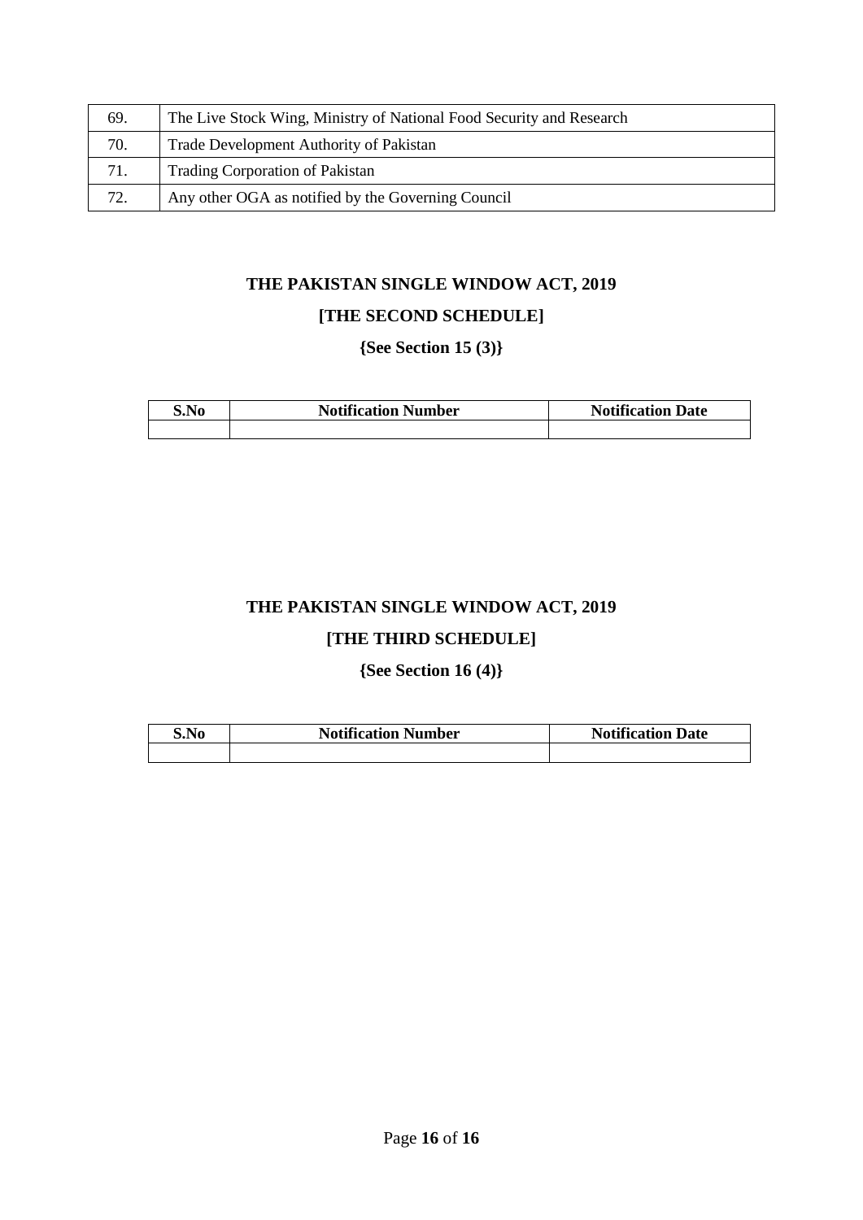| | |
|---|---|
| 69. | The Live Stock Wing, Ministry of National Food Security and Research |
| 70. | Trade Development Authority of Pakistan |
| 71. | Trading Corporation of Pakistan |
| 72. | Any other OGA as notified by the Governing Council |

## THE PAKISTAN SINGLE WINDOW ACT, 2019

### [THE SECOND SCHEDULE]

**{See Section 15 (3)}**

| S.No | Notification Number | Notification Date |
|---|---|---|
| | | |

## THE PAKISTAN SINGLE WINDOW ACT, 2019

### [THE THIRD SCHEDULE]

**{See Section 16 (4)}**

| S.No | Notification Number | Notification Date |
|---|---|---|
| | | |